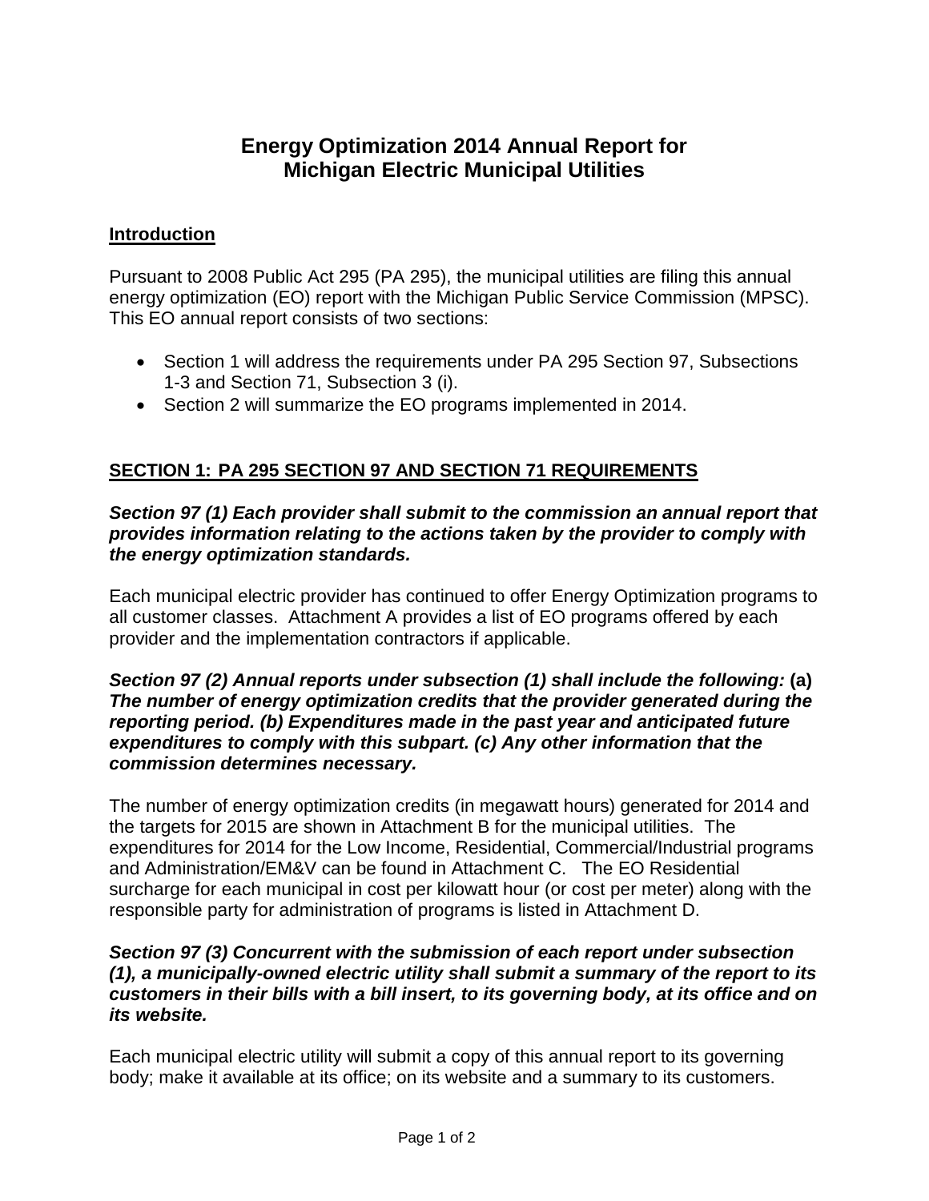# Energy Optimization 2014 Annual Report for Michigan Electric Municipal Utilities

## Introduction

Pursuant to 2008 Public Act 295 (PA 295), the municipal utilities are filing this annual energy optimization (EO) report with the Michigan Public Service Commission (MPSC). This EO annual report consists of two sections:

- Section 1 will address the requirements under PA 295 Section 97, Subsections 1-3 and Section 71, Subsection 3 (i).
- Section 2 will summarize the EO programs implemented in 2014.

## SECTION 1: PA 295 SECTION 97 AND SECTION 71 REQUIREMENTS

***Section 97 (1) Each provider shall submit to the commission an annual report that provides information relating to the actions taken by the provider to comply with the energy optimization standards.***

Each municipal electric provider has continued to offer Energy Optimization programs to all customer classes. Attachment A provides a list of EO programs offered by each provider and the implementation contractors if applicable.

***Section 97 (2) Annual reports under subsection (1) shall include the following:* (a) *The number of energy optimization credits that the provider generated during the reporting period. (b) Expenditures made in the past year and anticipated future expenditures to comply with this subpart. (c) Any other information that the commission determines necessary.***

The number of energy optimization credits (in megawatt hours) generated for 2014 and the targets for 2015 are shown in Attachment B for the municipal utilities. The expenditures for 2014 for the Low Income, Residential, Commercial/Industrial programs and Administration/EM&V can be found in Attachment C. The EO Residential surcharge for each municipal in cost per kilowatt hour (or cost per meter) along with the responsible party for administration of programs is listed in Attachment D.

***Section 97 (3) Concurrent with the submission of each report under subsection (1), a municipally-owned electric utility shall submit a summary of the report to its customers in their bills with a bill insert, to its governing body, at its office and on its website.***

Each municipal electric utility will submit a copy of this annual report to its governing body; make it available at its office; on its website and a summary to its customers.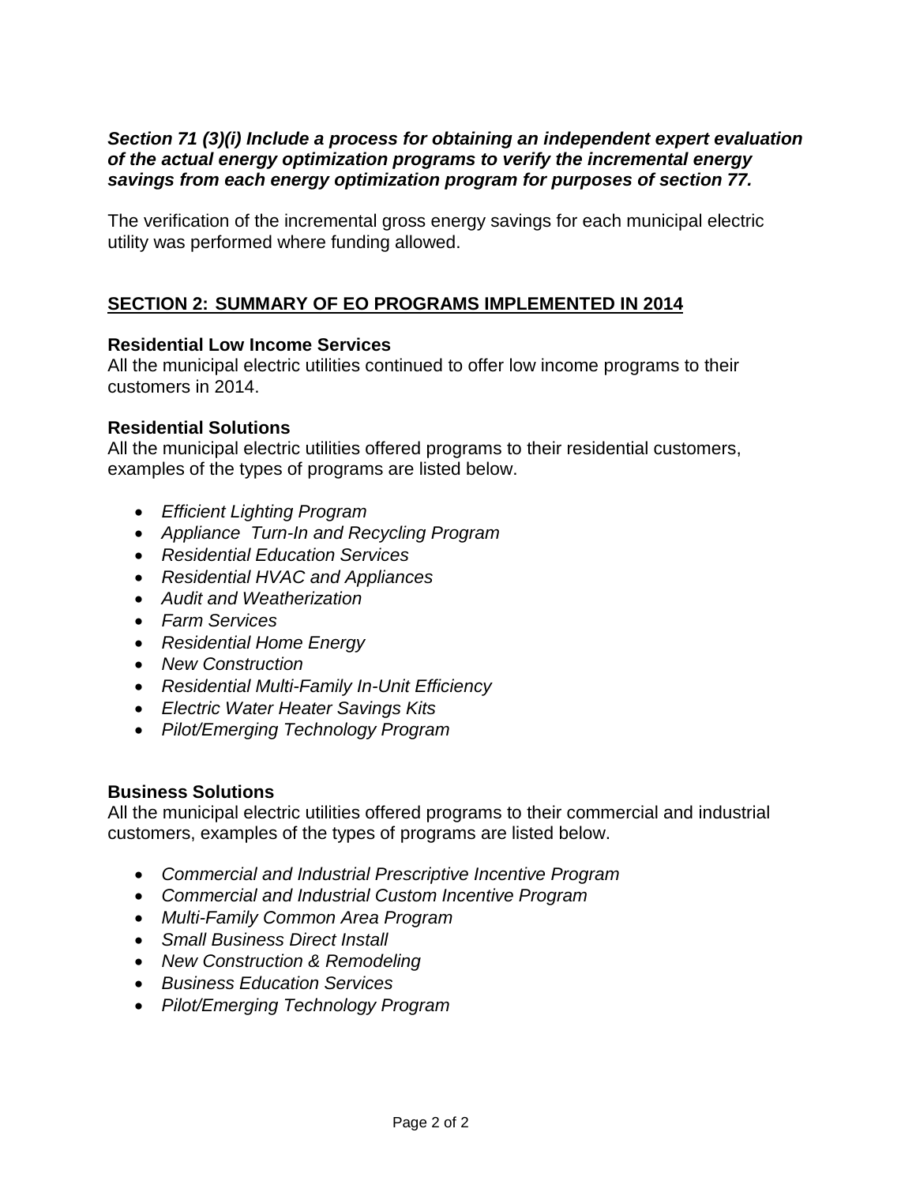***Section 71 (3)(i) Include a process for obtaining an independent expert evaluation of the actual energy optimization programs to verify the incremental energy savings from each energy optimization program for purposes of section 77.***

The verification of the incremental gross energy savings for each municipal electric utility was performed where funding allowed.

## SECTION 2: SUMMARY OF EO PROGRAMS IMPLEMENTED IN 2014

**Residential Low Income Services**
All the municipal electric utilities continued to offer low income programs to their customers in 2014.

**Residential Solutions**
All the municipal electric utilities offered programs to their residential customers, examples of the types of programs are listed below.

- *Efficient Lighting Program*
- *Appliance Turn-In and Recycling Program*
- *Residential Education Services*
- *Residential HVAC and Appliances*
- *Audit and Weatherization*
- *Farm Services*
- *Residential Home Energy*
- *New Construction*
- *Residential Multi-Family In-Unit Efficiency*
- *Electric Water Heater Savings Kits*
- *Pilot/Emerging Technology Program*

**Business Solutions**
All the municipal electric utilities offered programs to their commercial and industrial customers, examples of the types of programs are listed below.

- *Commercial and Industrial Prescriptive Incentive Program*
- *Commercial and Industrial Custom Incentive Program*
- *Multi-Family Common Area Program*
- *Small Business Direct Install*
- *New Construction & Remodeling*
- *Business Education Services*
- *Pilot/Emerging Technology Program*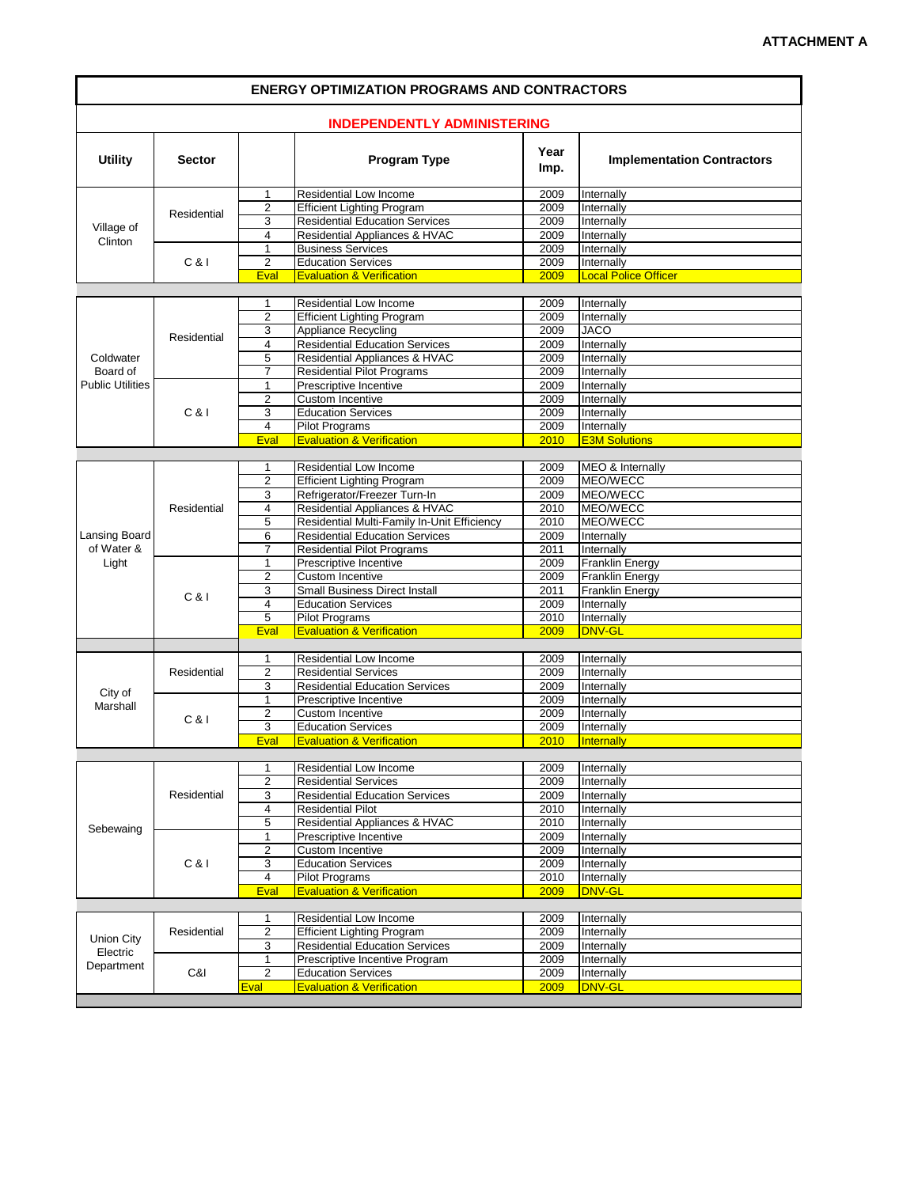**ATTACHMENT A**

## ENERGY OPTIMIZATION PROGRAMS AND CONTRACTORS

### INDEPENDENTLY ADMINISTERING

| Utility | Sector | | Program Type | Year Imp. | Implementation Contractors |
|---|---|---|---|---|---|
| Village of Clinton | Residential | 1 | Residential Low Income | 2009 | Internally |
| | | 2 | Efficient Lighting Program | 2009 | Internally |
| | | 3 | Residential Education Services | 2009 | Internally |
| | | 4 | Residential Appliances & HVAC | 2009 | Internally |
| | C & I | 1 | Business Services | 2009 | Internally |
| | | 2 | Education Services | 2009 | Internally |
| | | Eval | Evaluation & Verification | 2009 | Local Police Officer |
| Coldwater Board of Public Utilities | Residential | 1 | Residential Low Income | 2009 | Internally |
| | | 2 | Efficient Lighting Program | 2009 | Internally |
| | | 3 | Appliance Recycling | 2009 | JACO |
| | | 4 | Residential Education Services | 2009 | Internally |
| | | 5 | Residential Appliances & HVAC | 2009 | Internally |
| | | 7 | Residential Pilot Programs | 2009 | Internally |
| | C & I | 1 | Prescriptive Incentive | 2009 | Internally |
| | | 2 | Custom Incentive | 2009 | Internally |
| | | 3 | Education Services | 2009 | Internally |
| | | 4 | Pilot Programs | 2009 | Internally |
| | | Eval | Evaluation & Verification | 2010 | E3M Solutions |
| Lansing Board of Water & Light | Residential | 1 | Residential Low Income | 2009 | MEO & Internally |
| | | 2 | Efficient Lighting Program | 2009 | MEO/WECC |
| | | 3 | Refrigerator/Freezer Turn-In | 2009 | MEO/WECC |
| | | 4 | Residential Appliances & HVAC | 2010 | MEO/WECC |
| | | 5 | Residential Multi-Family In-Unit Efficiency | 2010 | MEO/WECC |
| | | 6 | Residential Education Services | 2009 | Internally |
| | | 7 | Residential Pilot Programs | 2011 | Internally |
| | C & I | 1 | Prescriptive Incentive | 2009 | Franklin Energy |
| | | 2 | Custom Incentive | 2009 | Franklin Energy |
| | | 3 | Small Business Direct Install | 2011 | Franklin Energy |
| | | 4 | Education Services | 2009 | Internally |
| | | 5 | Pilot Programs | 2010 | Internally |
| | | Eval | Evaluation & Verification | 2009 | DNV-GL |
| City of Marshall | Residential | 1 | Residential Low Income | 2009 | Internally |
| | | 2 | Residential Services | 2009 | Internally |
| | | 3 | Residential Education Services | 2009 | Internally |
| | C & I | 1 | Prescriptive Incentive | 2009 | Internally |
| | | 2 | Custom Incentive | 2009 | Internally |
| | | 3 | Education Services | 2009 | Internally |
| | | Eval | Evaluation & Verification | 2010 | Internally |
| Sebewaing | Residential | 1 | Residential Low Income | 2009 | Internally |
| | | 2 | Residential Services | 2009 | Internally |
| | | 3 | Residential Education Services | 2009 | Internally |
| | | 4 | Residential Pilot | 2010 | Internally |
| | | 5 | Residential Appliances & HVAC | 2010 | Internally |
| | C & I | 1 | Prescriptive Incentive | 2009 | Internally |
| | | 2 | Custom Incentive | 2009 | Internally |
| | | 3 | Education Services | 2009 | Internally |
| | | 4 | Pilot Programs | 2010 | Internally |
| | | Eval | Evaluation & Verification | 2009 | DNV-GL |
| Union City Electric Department | Residential | 1 | Residential Low Income | 2009 | Internally |
| | | 2 | Efficient Lighting Program | 2009 | Internally |
| | | 3 | Residential Education Services | 2009 | Internally |
| | C&I | 1 | Prescriptive Incentive Program | 2009 | Internally |
| | | 2 | Education Services | 2009 | Internally |
| | | Eval | Evaluation & Verification | 2009 | DNV-GL |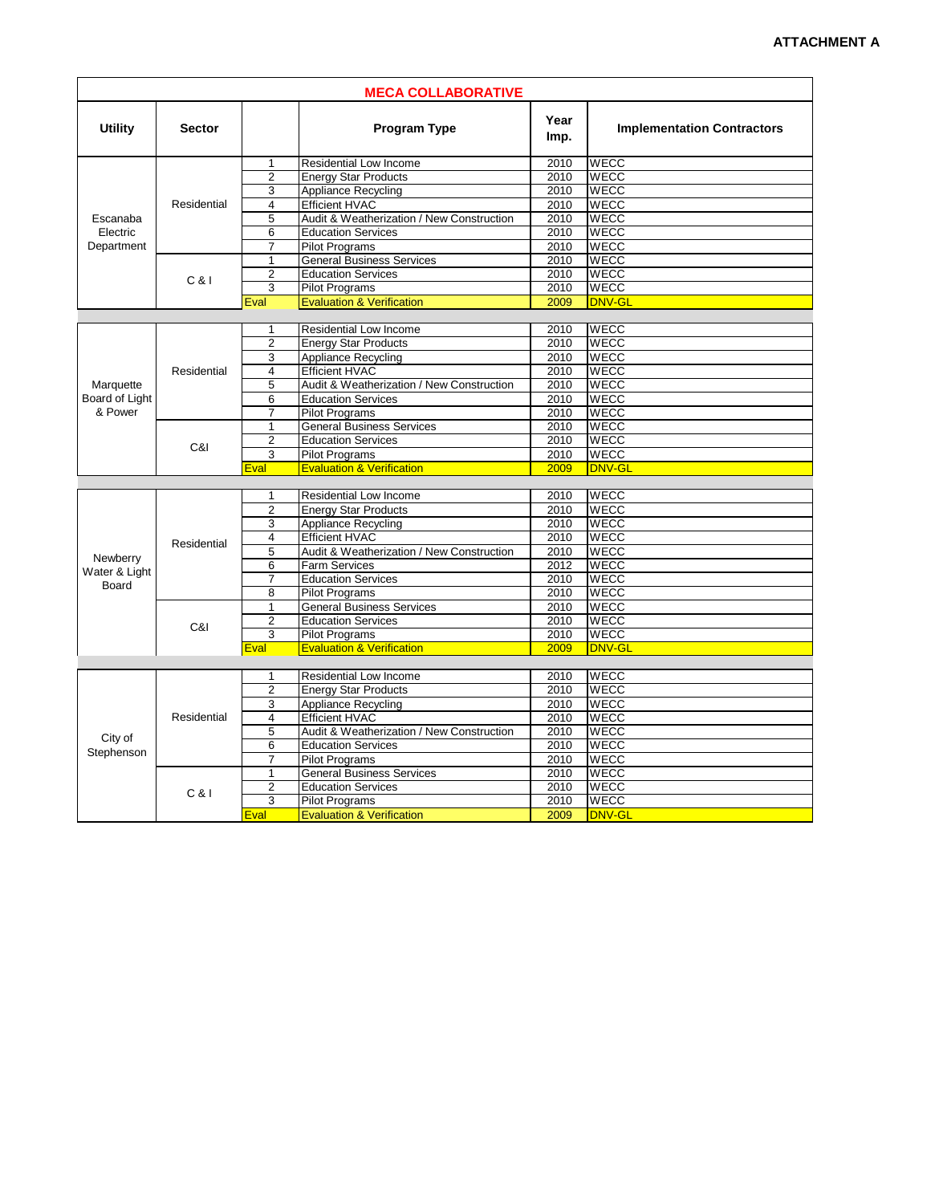**ATTACHMENT A**

| MECA COLLABORATIVE | | | | | |
|---|---|---|---|---|---|
| **Utility** | **Sector** | | **Program Type** | **Year Imp.** | **Implementation Contractors** |
| Escanaba Electric Department | Residential | 1 | Residential Low Income | 2010 | WECC |
| | | 2 | Energy Star Products | 2010 | WECC |
| | | 3 | Appliance Recycling | 2010 | WECC |
| | | 4 | Efficient HVAC | 2010 | WECC |
| | | 5 | Audit & Weatherization / New Construction | 2010 | WECC |
| | | 6 | Education Services | 2010 | WECC |
| | | 7 | Pilot Programs | 2010 | WECC |
| | C & I | 1 | General Business Services | 2010 | WECC |
| | | 2 | Education Services | 2010 | WECC |
| | | 3 | Pilot Programs | 2010 | WECC |
| | | Eval | Evaluation & Verification | 2009 | DNV-GL |
| Marquette Board of Light & Power | Residential | 1 | Residential Low Income | 2010 | WECC |
| | | 2 | Energy Star Products | 2010 | WECC |
| | | 3 | Appliance Recycling | 2010 | WECC |
| | | 4 | Efficient HVAC | 2010 | WECC |
| | | 5 | Audit & Weatherization / New Construction | 2010 | WECC |
| | | 6 | Education Services | 2010 | WECC |
| | | 7 | Pilot Programs | 2010 | WECC |
| | C&I | 1 | General Business Services | 2010 | WECC |
| | | 2 | Education Services | 2010 | WECC |
| | | 3 | Pilot Programs | 2010 | WECC |
| | | Eval | Evaluation & Verification | 2009 | DNV-GL |
| Newberry Water & Light Board | Residential | 1 | Residential Low Income | 2010 | WECC |
| | | 2 | Energy Star Products | 2010 | WECC |
| | | 3 | Appliance Recycling | 2010 | WECC |
| | | 4 | Efficient HVAC | 2010 | WECC |
| | | 5 | Audit & Weatherization / New Construction | 2010 | WECC |
| | | 6 | Farm Services | 2012 | WECC |
| | | 7 | Education Services | 2010 | WECC |
| | | 8 | Pilot Programs | 2010 | WECC |
| | C&I | 1 | General Business Services | 2010 | WECC |
| | | 2 | Education Services | 2010 | WECC |
| | | 3 | Pilot Programs | 2010 | WECC |
| | | Eval | Evaluation & Verification | 2009 | DNV-GL |
| City of Stephenson | Residential | 1 | Residential Low Income | 2010 | WECC |
| | | 2 | Energy Star Products | 2010 | WECC |
| | | 3 | Appliance Recycling | 2010 | WECC |
| | | 4 | Efficient HVAC | 2010 | WECC |
| | | 5 | Audit & Weatherization / New Construction | 2010 | WECC |
| | | 6 | Education Services | 2010 | WECC |
| | | 7 | Pilot Programs | 2010 | WECC |
| | C & I | 1 | General Business Services | 2010 | WECC |
| | | 2 | Education Services | 2010 | WECC |
| | | 3 | Pilot Programs | 2010 | WECC |
| | | Eval | Evaluation & Verification | 2009 | DNV-GL |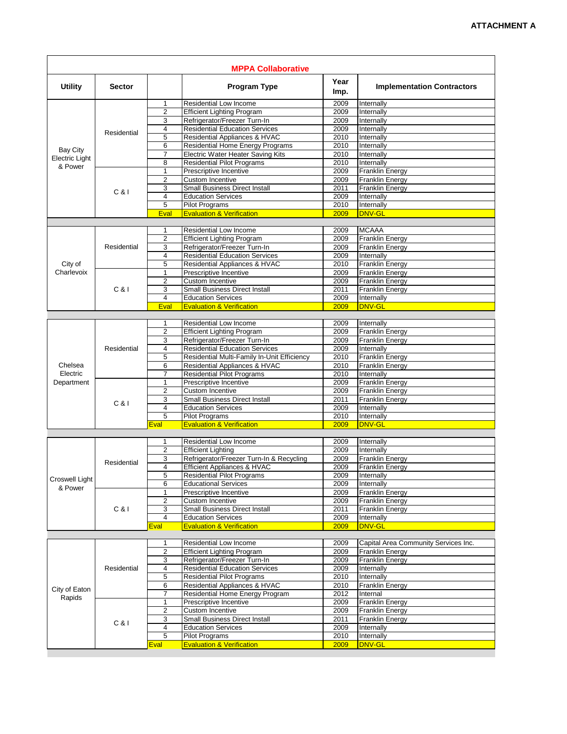**ATTACHMENT A**

| MPPA Collaborative | | | | | |
|---|---|---|---|---|---|
| **Utility** | **Sector** | | **Program Type** | **Year Imp.** | **Implementation Contractors** |
| Bay City Electric Light & Power | Residential | 1 | Residential Low Income | 2009 | Internally |
| | | 2 | Efficient Lighting Program | 2009 | Internally |
| | | 3 | Refrigerator/Freezer Turn-In | 2009 | Internally |
| | | 4 | Residential Education Services | 2009 | Internally |
| | | 5 | Residential Appliances & HVAC | 2010 | Internally |
| | | 6 | Residential Home Energy Programs | 2010 | Internally |
| | | 7 | Electric Water Heater Saving Kits | 2010 | Internally |
| | | 8 | Residential Pilot Programs | 2010 | Internally |
| | C & I | 1 | Prescriptive Incentive | 2009 | Franklin Energy |
| | | 2 | Custom Incentive | 2009 | Franklin Energy |
| | | 3 | Small Business Direct Install | 2011 | Franklin Energy |
| | | 4 | Education Services | 2009 | Internally |
| | | 5 | Pilot Programs | 2010 | Internally |
| | | Eval | Evaluation & Verification | 2009 | DNV-GL |
| City of Charlevoix | Residential | 1 | Residential Low Income | 2009 | MCAAA |
| | | 2 | Efficient Lighting Program | 2009 | Franklin Energy |
| | | 3 | Refrigerator/Freezer Turn-In | 2009 | Franklin Energy |
| | | 4 | Residential Education Services | 2009 | Internally |
| | | 5 | Residential Appliances & HVAC | 2010 | Franklin Energy |
| | C & I | 1 | Prescriptive Incentive | 2009 | Franklin Energy |
| | | 2 | Custom Incentive | 2009 | Franklin Energy |
| | | 3 | Small Business Direct Install | 2011 | Franklin Energy |
| | | 4 | Education Services | 2009 | Internally |
| | | Eval | Evaluation & Verification | 2009 | DNV-GL |
| Chelsea Electric Department | Residential | 1 | Residential Low Income | 2009 | Internally |
| | | 2 | Efficient Lighting Program | 2009 | Franklin Energy |
| | | 3 | Refrigerator/Freezer Turn-In | 2009 | Franklin Energy |
| | | 4 | Residential Education Services | 2009 | Internally |
| | | 5 | Residential Multi-Family In-Unit Efficiency | 2010 | Franklin Energy |
| | | 6 | Residential Appliances & HVAC | 2010 | Franklin Energy |
| | | 7 | Residential Pilot Programs | 2010 | Internally |
| | C & I | 1 | Prescriptive Incentive | 2009 | Franklin Energy |
| | | 2 | Custom Incentive | 2009 | Franklin Energy |
| | | 3 | Small Business Direct Install | 2011 | Franklin Energy |
| | | 4 | Education Services | 2009 | Internally |
| | | 5 | Pilot Programs | 2010 | Internally |
| | | Eval | Evaluation & Verification | 2009 | DNV-GL |
| Croswell Light & Power | Residential | 1 | Residential Low Income | 2009 | Internally |
| | | 2 | Efficient Lighting | 2009 | Internally |
| | | 3 | Refrigerator/Freezer Turn-In & Recycling | 2009 | Franklin Energy |
| | | 4 | Efficient Appliances & HVAC | 2009 | Franklin Energy |
| | | 5 | Residential Pilot Programs | 2009 | Internally |
| | | 6 | Educational Services | 2009 | Internally |
| | C & I | 1 | Prescriptive Incentive | 2009 | Franklin Energy |
| | | 2 | Custom Incentive | 2009 | Franklin Energy |
| | | 3 | Small Business Direct Install | 2011 | Franklin Energy |
| | | 4 | Education Services | 2009 | Internally |
| | | Eval | Evaluation & Verification | 2009 | DNV-GL |
| City of Eaton Rapids | Residential | 1 | Residential Low Income | 2009 | Capital Area Community Services Inc. |
| | | 2 | Efficient Lighting Program | 2009 | Franklin Energy |
| | | 3 | Refrigerator/Freezer Turn-In | 2009 | Franklin Energy |
| | | 4 | Residential Education Services | 2009 | Internally |
| | | 5 | Residential Pilot Programs | 2010 | Internally |
| | | 6 | Residential Appliances & HVAC | 2010 | Franklin Energy |
| | | 7 | Residential Home Energy Program | 2012 | Internal |
| | C & I | 1 | Prescriptive Incentive | 2009 | Franklin Energy |
| | | 2 | Custom Incentive | 2009 | Franklin Energy |
| | | 3 | Small Business Direct Install | 2011 | Franklin Energy |
| | | 4 | Education Services | 2009 | Internally |
| | | 5 | Pilot Programs | 2010 | Internally |
| | | Eval | Evaluation & Verification | 2009 | DNV-GL |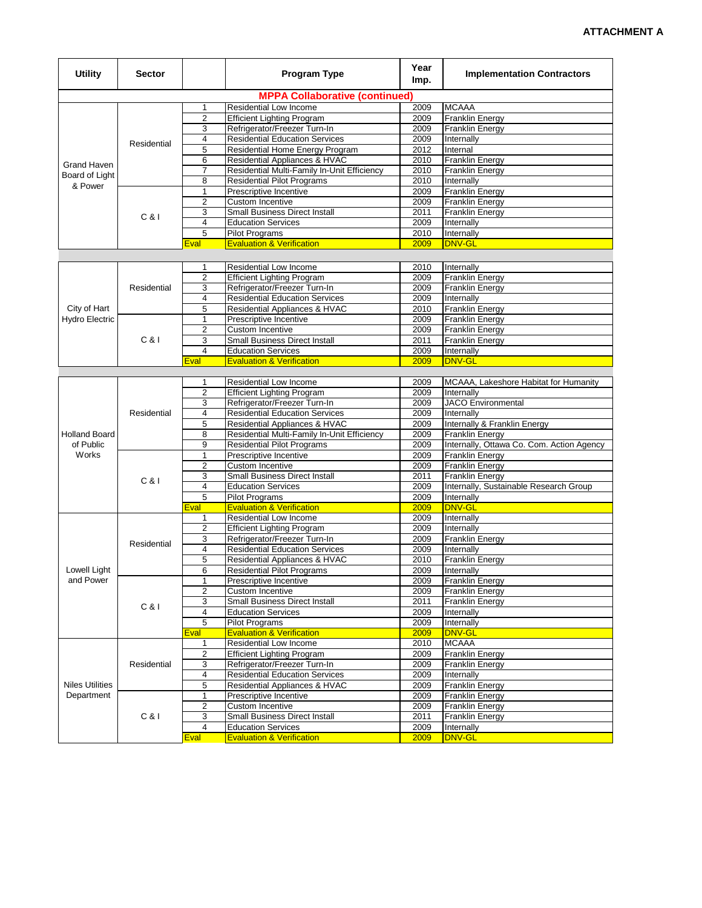**ATTACHMENT A**

| Utility | Sector | | Program Type | Year Imp. | Implementation Contractors |
|---|---|---|---|---|---|
| **MPPA Collaborative (continued)** | | | | | |
| Grand Haven Board of Light & Power | Residential | 1 | Residential Low Income | 2009 | MCAAA |
| | | 2 | Efficient Lighting Program | 2009 | Franklin Energy |
| | | 3 | Refrigerator/Freezer Turn-In | 2009 | Franklin Energy |
| | | 4 | Residential Education Services | 2009 | Internally |
| | | 5 | Residential Home Energy Program | 2012 | Internal |
| | | 6 | Residential Appliances & HVAC | 2010 | Franklin Energy |
| | | 7 | Residential Multi-Family In-Unit Efficiency | 2010 | Franklin Energy |
| | | 8 | Residential Pilot Programs | 2010 | Internally |
| | C & I | 1 | Prescriptive Incentive | 2009 | Franklin Energy |
| | | 2 | Custom Incentive | 2009 | Franklin Energy |
| | | 3 | Small Business Direct Install | 2011 | Franklin Energy |
| | | 4 | Education Services | 2009 | Internally |
| | | 5 | Pilot Programs | 2010 | Internally |
| | | Eval | Evaluation & Verification | 2009 | DNV-GL |
| City of Hart Hydro Electric | Residential | 1 | Residential Low Income | 2010 | Internally |
| | | 2 | Efficient Lighting Program | 2009 | Franklin Energy |
| | | 3 | Refrigerator/Freezer Turn-In | 2009 | Franklin Energy |
| | | 4 | Residential Education Services | 2009 | Internally |
| | | 5 | Residential Appliances & HVAC | 2010 | Franklin Energy |
| | C & I | 1 | Prescriptive Incentive | 2009 | Franklin Energy |
| | | 2 | Custom Incentive | 2009 | Franklin Energy |
| | | 3 | Small Business Direct Install | 2011 | Franklin Energy |
| | | 4 | Education Services | 2009 | Internally |
| | | Eval | Evaluation & Verification | 2009 | DNV-GL |
| Holland Board of Public Works | Residential | 1 | Residential Low Income | 2009 | MCAAA, Lakeshore Habitat for Humanity |
| | | 2 | Efficient Lighting Program | 2009 | Internally |
| | | 3 | Refrigerator/Freezer Turn-In | 2009 | JACO Environmental |
| | | 4 | Residential Education Services | 2009 | Internally |
| | | 5 | Residential Appliances & HVAC | 2009 | Internally & Franklin Energy |
| | | 8 | Residential Multi-Family In-Unit Efficiency | 2009 | Franklin Energy |
| | | 9 | Residential Pilot Programs | 2009 | Internally, Ottawa Co. Com. Action Agency |
| | C & I | 1 | Prescriptive Incentive | 2009 | Franklin Energy |
| | | 2 | Custom Incentive | 2009 | Franklin Energy |
| | | 3 | Small Business Direct Install | 2011 | Franklin Energy |
| | | 4 | Education Services | 2009 | Internally, Sustainable Research Group |
| | | 5 | Pilot Programs | 2009 | Internally |
| | | Eval | Evaluation & Verification | 2009 | DNV-GL |
| Lowell Light and Power | Residential | 1 | Residential Low Income | 2009 | Internally |
| | | 2 | Efficient Lighting Program | 2009 | Internally |
| | | 3 | Refrigerator/Freezer Turn-In | 2009 | Franklin Energy |
| | | 4 | Residential Education Services | 2009 | Internally |
| | | 5 | Residential Appliances & HVAC | 2010 | Franklin Energy |
| | | 6 | Residential Pilot Programs | 2009 | Internally |
| | C & I | 1 | Prescriptive Incentive | 2009 | Franklin Energy |
| | | 2 | Custom Incentive | 2009 | Franklin Energy |
| | | 3 | Small Business Direct Install | 2011 | Franklin Energy |
| | | 4 | Education Services | 2009 | Internally |
| | | 5 | Pilot Programs | 2009 | Internally |
| | | Eval | Evaluation & Verification | 2009 | DNV-GL |
| Niles Utilities Department | Residential | 1 | Residential Low Income | 2010 | MCAAA |
| | | 2 | Efficient Lighting Program | 2009 | Franklin Energy |
| | | 3 | Refrigerator/Freezer Turn-In | 2009 | Franklin Energy |
| | | 4 | Residential Education Services | 2009 | Internally |
| | | 5 | Residential Appliances & HVAC | 2009 | Franklin Energy |
| | C & I | 1 | Prescriptive Incentive | 2009 | Franklin Energy |
| | | 2 | Custom Incentive | 2009 | Franklin Energy |
| | | 3 | Small Business Direct Install | 2011 | Franklin Energy |
| | | 4 | Education Services | 2009 | Internally |
| | | Eval | Evaluation & Verification | 2009 | DNV-GL |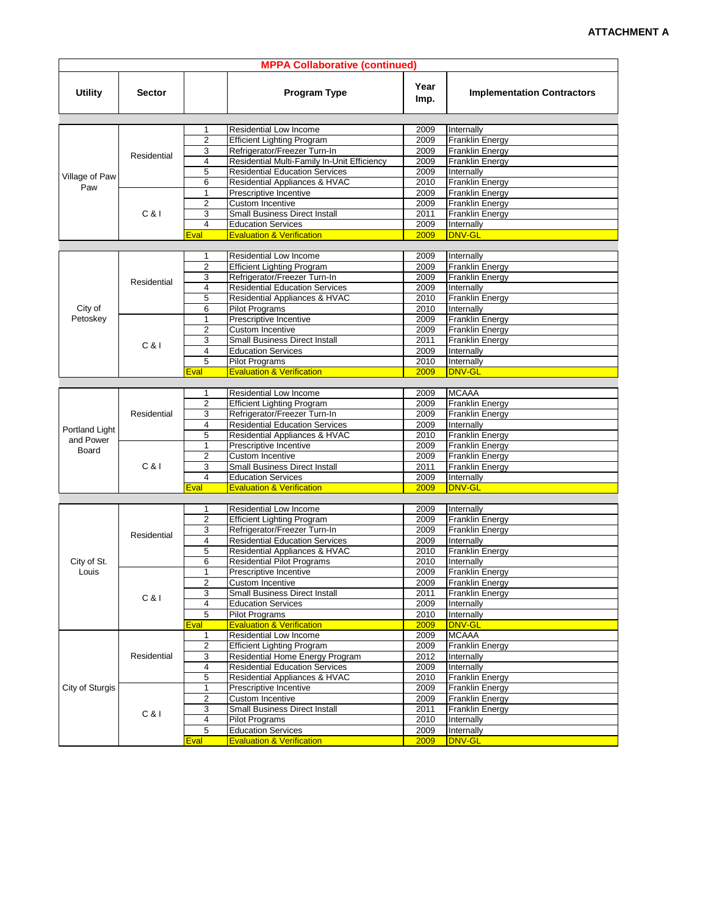ATTACHMENT A

| MPPA Collaborative (continued) | | | | | |
|---|---|---|---|---|---|
| **Utility** | **Sector** | | **Program Type** | **Year Imp.** | **Implementation Contractors** |
| Village of Paw Paw | Residential | 1 | Residential Low Income | 2009 | Internally |
| | | 2 | Efficient Lighting Program | 2009 | Franklin Energy |
| | | 3 | Refrigerator/Freezer Turn-In | 2009 | Franklin Energy |
| | | 4 | Residential Multi-Family In-Unit Efficiency | 2009 | Franklin Energy |
| | | 5 | Residential Education Services | 2009 | Internally |
| | | 6 | Residential Appliances & HVAC | 2010 | Franklin Energy |
| | C & I | 1 | Prescriptive Incentive | 2009 | Franklin Energy |
| | | 2 | Custom Incentive | 2009 | Franklin Energy |
| | | 3 | Small Business Direct Install | 2011 | Franklin Energy |
| | | 4 | Education Services | 2009 | Internally |
| | | Eval | Evaluation & Verification | 2009 | DNV-GL |
| City of Petoskey | Residential | 1 | Residential Low Income | 2009 | Internally |
| | | 2 | Efficient Lighting Program | 2009 | Franklin Energy |
| | | 3 | Refrigerator/Freezer Turn-In | 2009 | Franklin Energy |
| | | 4 | Residential Education Services | 2009 | Internally |
| | | 5 | Residential Appliances & HVAC | 2010 | Franklin Energy |
| | | 6 | Pilot Programs | 2010 | Internally |
| | C & I | 1 | Prescriptive Incentive | 2009 | Franklin Energy |
| | | 2 | Custom Incentive | 2009 | Franklin Energy |
| | | 3 | Small Business Direct Install | 2011 | Franklin Energy |
| | | 4 | Education Services | 2009 | Internally |
| | | 5 | Pilot Programs | 2010 | Internally |
| | | Eval | Evaluation & Verification | 2009 | DNV-GL |
| Portland Light and Power Board | Residential | 1 | Residential Low Income | 2009 | MCAAA |
| | | 2 | Efficient Lighting Program | 2009 | Franklin Energy |
| | | 3 | Refrigerator/Freezer Turn-In | 2009 | Franklin Energy |
| | | 4 | Residential Education Services | 2009 | Internally |
| | | 5 | Residential Appliances & HVAC | 2010 | Franklin Energy |
| | C & I | 1 | Prescriptive Incentive | 2009 | Franklin Energy |
| | | 2 | Custom Incentive | 2009 | Franklin Energy |
| | | 3 | Small Business Direct Install | 2011 | Franklin Energy |
| | | 4 | Education Services | 2009 | Internally |
| | | Eval | Evaluation & Verification | 2009 | DNV-GL |
| City of St. Louis | Residential | 1 | Residential Low Income | 2009 | Internally |
| | | 2 | Efficient Lighting Program | 2009 | Franklin Energy |
| | | 3 | Refrigerator/Freezer Turn-In | 2009 | Franklin Energy |
| | | 4 | Residential Education Services | 2009 | Internally |
| | | 5 | Residential Appliances & HVAC | 2010 | Franklin Energy |
| | | 6 | Residential Pilot Programs | 2010 | Internally |
| | C & I | 1 | Prescriptive Incentive | 2009 | Franklin Energy |
| | | 2 | Custom Incentive | 2009 | Franklin Energy |
| | | 3 | Small Business Direct Install | 2011 | Franklin Energy |
| | | 4 | Education Services | 2009 | Internally |
| | | 5 | Pilot Programs | 2010 | Internally |
| | | Eval | Evaluation & Verification | 2009 | DNV-GL |
| City of Sturgis | Residential | 1 | Residential Low Income | 2009 | MCAAA |
| | | 2 | Efficient Lighting Program | 2009 | Franklin Energy |
| | | 3 | Residential Home Energy Program | 2012 | Internally |
| | | 4 | Residential Education Services | 2009 | Internally |
| | | 5 | Residential Appliances & HVAC | 2010 | Franklin Energy |
| | C & I | 1 | Prescriptive Incentive | 2009 | Franklin Energy |
| | | 2 | Custom Incentive | 2009 | Franklin Energy |
| | | 3 | Small Business Direct Install | 2011 | Franklin Energy |
| | | 4 | Pilot Programs | 2010 | Internally |
| | | 5 | Education Services | 2009 | Internally |
| | | Eval | Evaluation & Verification | 2009 | DNV-GL |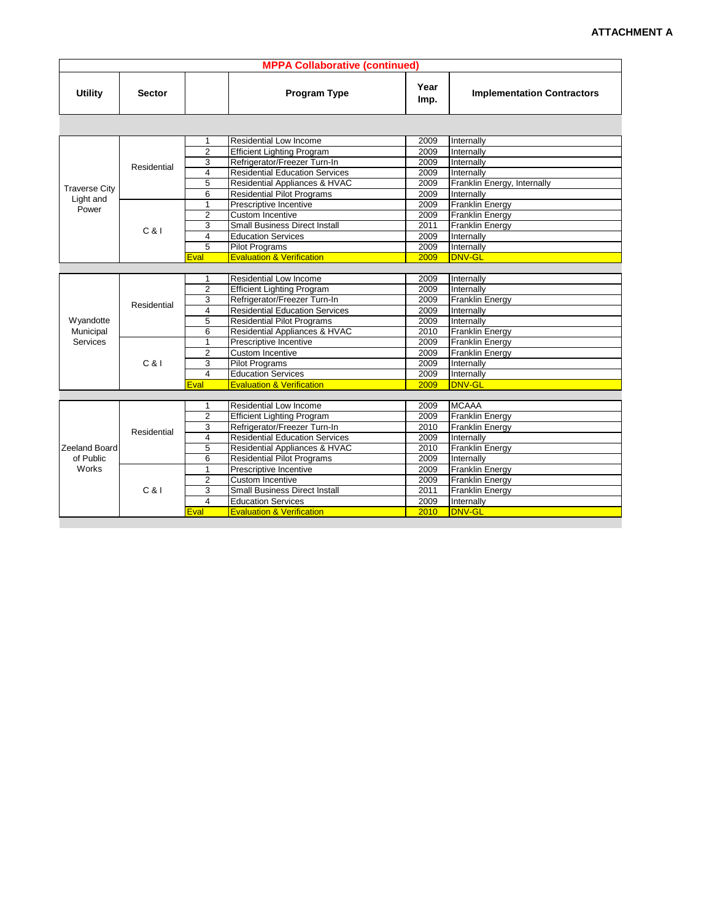**ATTACHMENT A**

| MPPA Collaborative (continued) | | | | | |
|---|---|---|---|---|---|
| **Utility** | **Sector** | | **Program Type** | **Year Imp.** | **Implementation Contractors** |
| Traverse City Light and Power | Residential | 1 | Residential Low Income | 2009 | Internally |
| | | 2 | Efficient Lighting Program | 2009 | Internally |
| | | 3 | Refrigerator/Freezer Turn-In | 2009 | Internally |
| | | 4 | Residential Education Services | 2009 | Internally |
| | | 5 | Residential Appliances & HVAC | 2009 | Franklin Energy, Internally |
| | | 6 | Residential Pilot Programs | 2009 | Internally |
| | C & I | 1 | Prescriptive Incentive | 2009 | Franklin Energy |
| | | 2 | Custom Incentive | 2009 | Franklin Energy |
| | | 3 | Small Business Direct Install | 2011 | Franklin Energy |
| | | 4 | Education Services | 2009 | Internally |
| | | 5 | Pilot Programs | 2009 | Internally |
| | | Eval | Evaluation & Verification | 2009 | DNV-GL |
| Wyandotte Municipal Services | Residential | 1 | Residential Low Income | 2009 | Internally |
| | | 2 | Efficient Lighting Program | 2009 | Internally |
| | | 3 | Refrigerator/Freezer Turn-In | 2009 | Franklin Energy |
| | | 4 | Residential Education Services | 2009 | Internally |
| | | 5 | Residential Pilot Programs | 2009 | Internally |
| | | 6 | Residential Appliances & HVAC | 2010 | Franklin Energy |
| | C & I | 1 | Prescriptive Incentive | 2009 | Franklin Energy |
| | | 2 | Custom Incentive | 2009 | Franklin Energy |
| | | 3 | Pilot Programs | 2009 | Internally |
| | | 4 | Education Services | 2009 | Internally |
| | | Eval | Evaluation & Verification | 2009 | DNV-GL |
| Zeeland Board of Public Works | Residential | 1 | Residential Low Income | 2009 | MCAAA |
| | | 2 | Efficient Lighting Program | 2009 | Franklin Energy |
| | | 3 | Refrigerator/Freezer Turn-In | 2010 | Franklin Energy |
| | | 4 | Residential Education Services | 2009 | Internally |
| | | 5 | Residential Appliances & HVAC | 2010 | Franklin Energy |
| | | 6 | Residential Pilot Programs | 2009 | Internally |
| | C & I | 1 | Prescriptive Incentive | 2009 | Franklin Energy |
| | | 2 | Custom Incentive | 2009 | Franklin Energy |
| | | 3 | Small Business Direct Install | 2011 | Franklin Energy |
| | | 4 | Education Services | 2009 | Internally |
| | | Eval | Evaluation & Verification | 2010 | DNV-GL |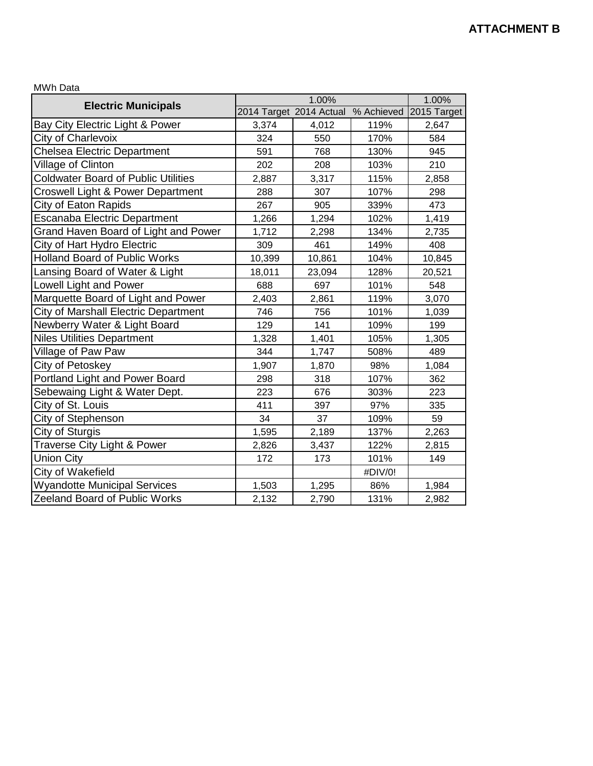**ATTACHMENT B**

MWh Data

| Electric Municipals | 1.00% | | | 1.00% |
|---|---|---|---|---|
| | 2014 Target | 2014 Actual | % Achieved | 2015 Target |
| Bay City Electric Light & Power | 3,374 | 4,012 | 119% | 2,647 |
| City of Charlevoix | 324 | 550 | 170% | 584 |
| Chelsea Electric Department | 591 | 768 | 130% | 945 |
| Village of Clinton | 202 | 208 | 103% | 210 |
| Coldwater Board of Public Utilities | 2,887 | 3,317 | 115% | 2,858 |
| Croswell Light & Power Department | 288 | 307 | 107% | 298 |
| City of Eaton Rapids | 267 | 905 | 339% | 473 |
| Escanaba Electric Department | 1,266 | 1,294 | 102% | 1,419 |
| Grand Haven Board of Light and Power | 1,712 | 2,298 | 134% | 2,735 |
| City of Hart Hydro Electric | 309 | 461 | 149% | 408 |
| Holland Board of Public Works | 10,399 | 10,861 | 104% | 10,845 |
| Lansing Board of Water & Light | 18,011 | 23,094 | 128% | 20,521 |
| Lowell Light and Power | 688 | 697 | 101% | 548 |
| Marquette Board of Light and Power | 2,403 | 2,861 | 119% | 3,070 |
| City of Marshall Electric Department | 746 | 756 | 101% | 1,039 |
| Newberry Water & Light Board | 129 | 141 | 109% | 199 |
| Niles Utilities Department | 1,328 | 1,401 | 105% | 1,305 |
| Village of Paw Paw | 344 | 1,747 | 508% | 489 |
| City of Petoskey | 1,907 | 1,870 | 98% | 1,084 |
| Portland Light and Power Board | 298 | 318 | 107% | 362 |
| Sebewaing Light & Water Dept. | 223 | 676 | 303% | 223 |
| City of St. Louis | 411 | 397 | 97% | 335 |
| City of Stephenson | 34 | 37 | 109% | 59 |
| City of Sturgis | 1,595 | 2,189 | 137% | 2,263 |
| Traverse City Light & Power | 2,826 | 3,437 | 122% | 2,815 |
| Union City | 172 | 173 | 101% | 149 |
| City of Wakefield | | | #DIV/0! | |
| Wyandotte Municipal Services | 1,503 | 1,295 | 86% | 1,984 |
| Zeeland Board of Public Works | 2,132 | 2,790 | 131% | 2,982 |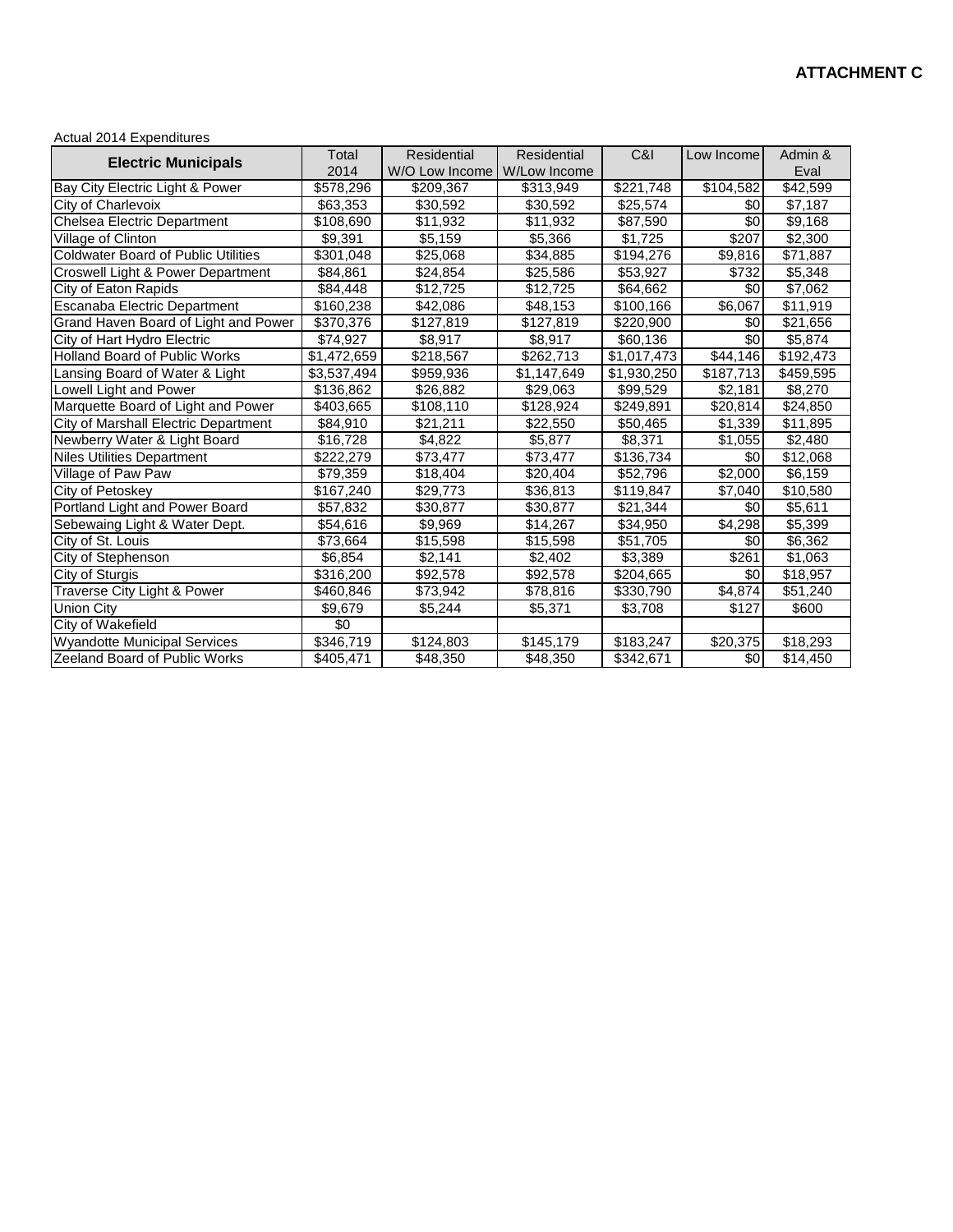**ATTACHMENT C**

Actual 2014 Expenditures

| Electric Municipals | Total 2014 | Residential W/O Low Income | Residential W/Low Income | C&I | Low Income | Admin & Eval |
|---|---|---|---|---|---|---|
| Bay City Electric Light & Power | $578,296 | $209,367 | $313,949 | $221,748 | $104,582 | $42,599 |
| City of Charlevoix | $63,353 | $30,592 | $30,592 | $25,574 | $0 | $7,187 |
| Chelsea Electric Department | $108,690 | $11,932 | $11,932 | $87,590 | $0 | $9,168 |
| Village of Clinton | $9,391 | $5,159 | $5,366 | $1,725 | $207 | $2,300 |
| Coldwater Board of Public Utilities | $301,048 | $25,068 | $34,885 | $194,276 | $9,816 | $71,887 |
| Croswell Light & Power Department | $84,861 | $24,854 | $25,586 | $53,927 | $732 | $5,348 |
| City of Eaton Rapids | $84,448 | $12,725 | $12,725 | $64,662 | $0 | $7,062 |
| Escanaba Electric Department | $160,238 | $42,086 | $48,153 | $100,166 | $6,067 | $11,919 |
| Grand Haven Board of Light and Power | $370,376 | $127,819 | $127,819 | $220,900 | $0 | $21,656 |
| City of Hart Hydro Electric | $74,927 | $8,917 | $8,917 | $60,136 | $0 | $5,874 |
| Holland Board of Public Works | $1,472,659 | $218,567 | $262,713 | $1,017,473 | $44,146 | $192,473 |
| Lansing Board of Water & Light | $3,537,494 | $959,936 | $1,147,649 | $1,930,250 | $187,713 | $459,595 |
| Lowell Light and Power | $136,862 | $26,882 | $29,063 | $99,529 | $2,181 | $8,270 |
| Marquette Board of Light and Power | $403,665 | $108,110 | $128,924 | $249,891 | $20,814 | $24,850 |
| City of Marshall Electric Department | $84,910 | $21,211 | $22,550 | $50,465 | $1,339 | $11,895 |
| Newberry Water & Light Board | $16,728 | $4,822 | $5,877 | $8,371 | $1,055 | $2,480 |
| Niles Utilities Department | $222,279 | $73,477 | $73,477 | $136,734 | $0 | $12,068 |
| Village of Paw Paw | $79,359 | $18,404 | $20,404 | $52,796 | $2,000 | $6,159 |
| City of Petoskey | $167,240 | $29,773 | $36,813 | $119,847 | $7,040 | $10,580 |
| Portland Light and Power Board | $57,832 | $30,877 | $30,877 | $21,344 | $0 | $5,611 |
| Sebewaing Light & Water Dept. | $54,616 | $9,969 | $14,267 | $34,950 | $4,298 | $5,399 |
| City of St. Louis | $73,664 | $15,598 | $15,598 | $51,705 | $0 | $6,362 |
| City of Stephenson | $6,854 | $2,141 | $2,402 | $3,389 | $261 | $1,063 |
| City of Sturgis | $316,200 | $92,578 | $92,578 | $204,665 | $0 | $18,957 |
| Traverse City Light & Power | $460,846 | $73,942 | $78,816 | $330,790 | $4,874 | $51,240 |
| Union City | $9,679 | $5,244 | $5,371 | $3,708 | $127 | $600 |
| City of Wakefield | $0 | | | | | |
| Wyandotte Municipal Services | $346,719 | $124,803 | $145,179 | $183,247 | $20,375 | $18,293 |
| Zeeland Board of Public Works | $405,471 | $48,350 | $48,350 | $342,671 | $0 | $14,450 |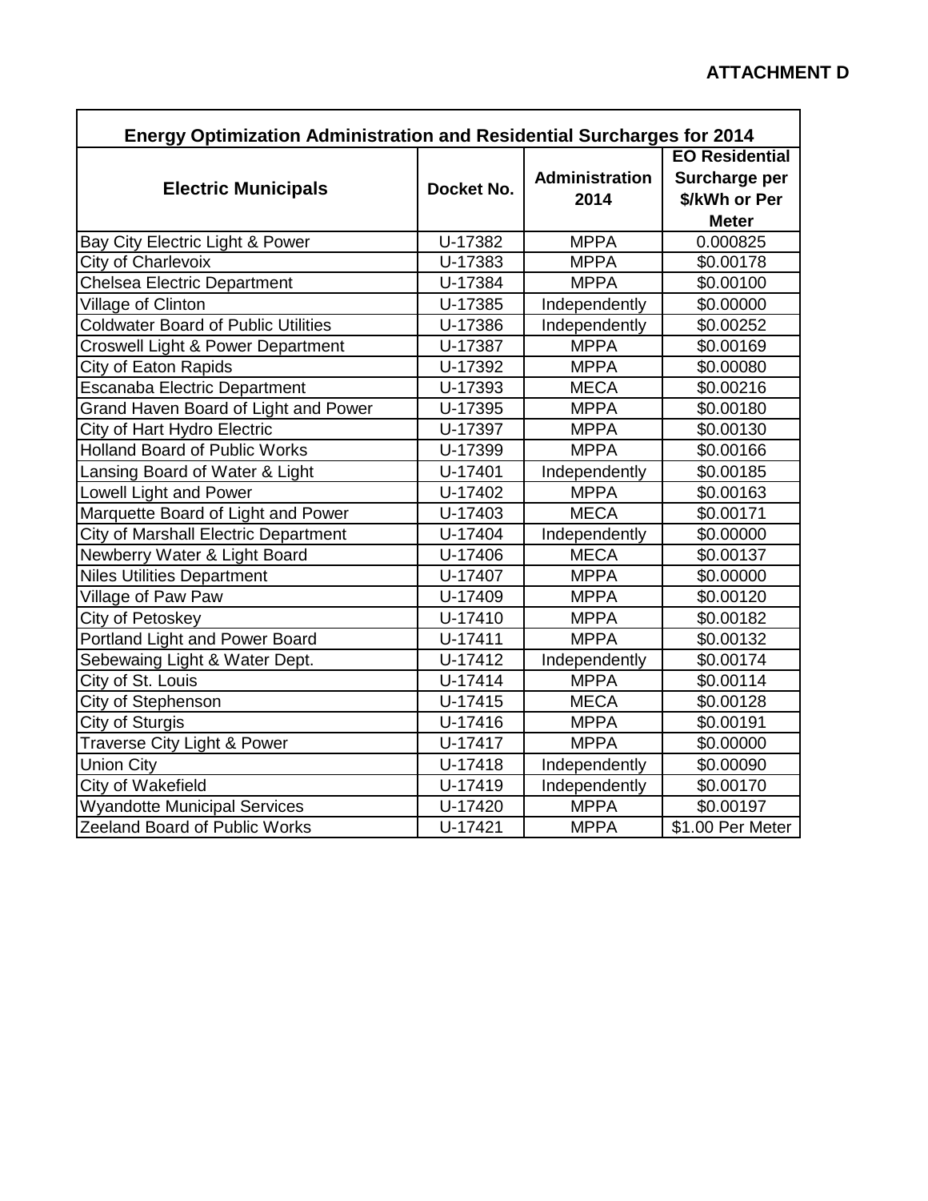**ATTACHMENT D**

| Energy Optimization Administration and Residential Surcharges for 2014 | | | |
|---|---|---|---|
| **Electric Municipals** | **Docket No.** | **Administration 2014** | **EO Residential Surcharge per $/kWh or Per Meter** |
| Bay City Electric Light & Power | U-17382 | MPPA | 0.000825 |
| City of Charlevoix | U-17383 | MPPA | $0.00178 |
| Chelsea Electric Department | U-17384 | MPPA | $0.00100 |
| Village of Clinton | U-17385 | Independently | $0.00000 |
| Coldwater Board of Public Utilities | U-17386 | Independently | $0.00252 |
| Croswell Light & Power Department | U-17387 | MPPA | $0.00169 |
| City of Eaton Rapids | U-17392 | MPPA | $0.00080 |
| Escanaba Electric Department | U-17393 | MECA | $0.00216 |
| Grand Haven Board of Light and Power | U-17395 | MPPA | $0.00180 |
| City of Hart Hydro Electric | U-17397 | MPPA | $0.00130 |
| Holland Board of Public Works | U-17399 | MPPA | $0.00166 |
| Lansing Board of Water & Light | U-17401 | Independently | $0.00185 |
| Lowell Light and Power | U-17402 | MPPA | $0.00163 |
| Marquette Board of Light and Power | U-17403 | MECA | $0.00171 |
| City of Marshall Electric Department | U-17404 | Independently | $0.00000 |
| Newberry Water & Light Board | U-17406 | MECA | $0.00137 |
| Niles Utilities Department | U-17407 | MPPA | $0.00000 |
| Village of Paw Paw | U-17409 | MPPA | $0.00120 |
| City of Petoskey | U-17410 | MPPA | $0.00182 |
| Portland Light and Power Board | U-17411 | MPPA | $0.00132 |
| Sebewaing Light & Water Dept. | U-17412 | Independently | $0.00174 |
| City of St. Louis | U-17414 | MPPA | $0.00114 |
| City of Stephenson | U-17415 | MECA | $0.00128 |
| City of Sturgis | U-17416 | MPPA | $0.00191 |
| Traverse City Light & Power | U-17417 | MPPA | $0.00000 |
| Union City | U-17418 | Independently | $0.00090 |
| City of Wakefield | U-17419 | Independently | $0.00170 |
| Wyandotte Municipal Services | U-17420 | MPPA | $0.00197 |
| Zeeland Board of Public Works | U-17421 | MPPA | $1.00 Per Meter |